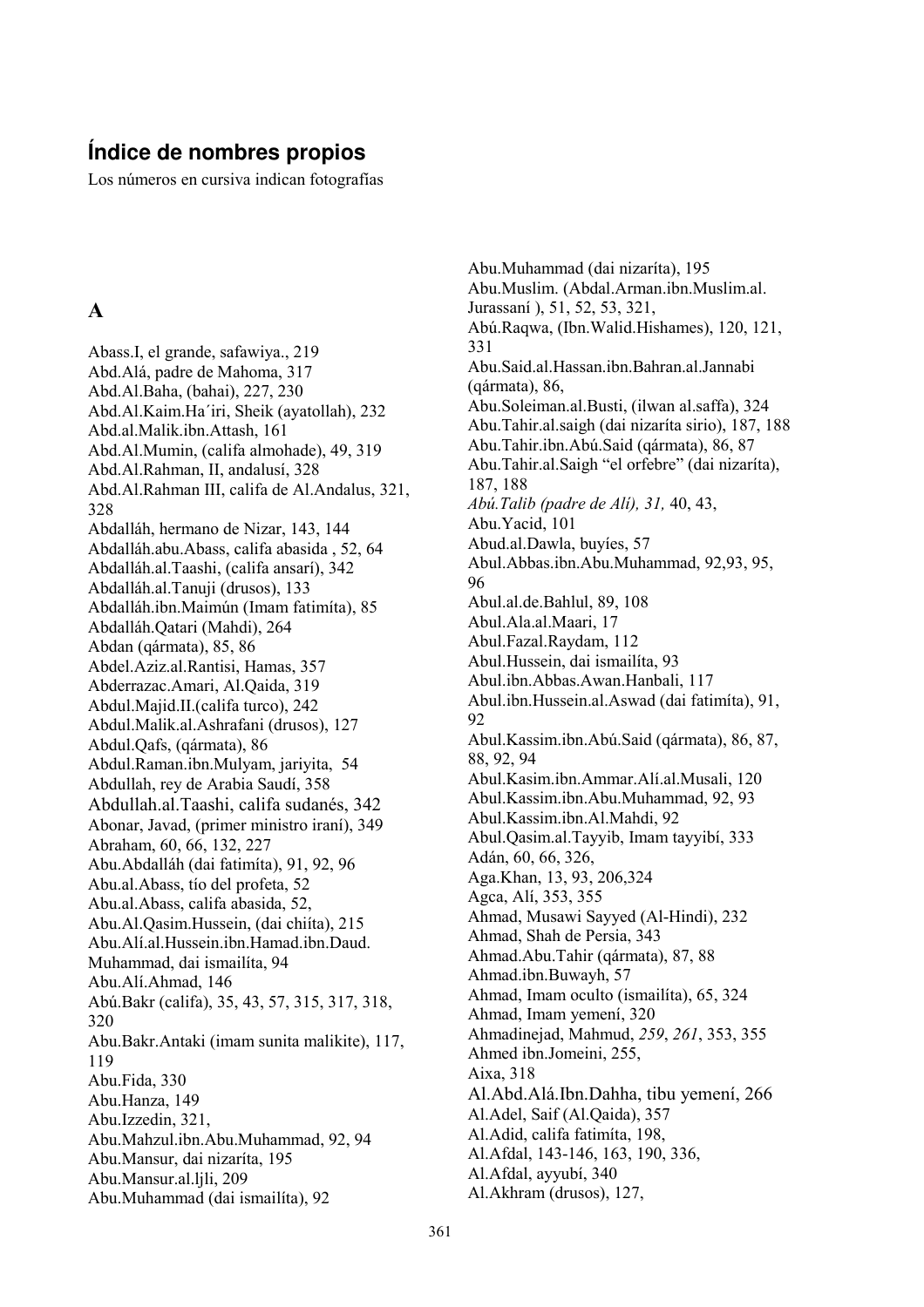# Índice de nombres propios

Los números en cursiva indican fotografías

## A

Abass.I, el grande, safawiya., 219
Abd.Alá, padre de Mahoma, 317
Abd.Al.Baha, (bahai), 227, 230
Abd.Al.Kaim.Ha´iri, Sheik (ayatollah), 232
Abd.al.Malik.ibn.Attash, 161
Abd.Al.Mumin, (califa almohade), 49, 319
Abd.Al.Rahman, II, andalusí, 328
Abd.Al.Rahman III, califa de Al.Andalus, 321, 328
Abdalláh, hermano de Nizar, 143, 144
Abdalláh.abu.Abass, califa abasida , 52, 64
Abdalláh.al.Taashi, (califa ansarí), 342
Abdalláh.al.Tanuji (drusos), 133
Abdalláh.ibn.Maimún (Imam fatimíta), 85
Abdalláh.Qatari (Mahdi), 264
Abdan (qármata), 85, 86
Abdel.Aziz.al.Rantisi, Hamas, 357
Abderrazac.Amari, Al.Qaida, 319
Abdul.Majid.II.(califa turco), 242
Abdul.Malik.al.Ashrafani (drusos), 127
Abdul.Qafs, (qármata), 86
Abdul.Raman.ibn.Mulyam, jariyita, 54
Abdullah, rey de Arabia Saudí, 358
Abdullah.al.Taashi, califa sudanés, 342
Abonar, Javad, (primer ministro iraní), 349
Abraham, 60, 66, 132, 227
Abu.Abdalláh (dai fatimíta), 91, 92, 96
Abu.al.Abass, tío del profeta, 52
Abu.al.Abass, califa abasida, 52,
Abu.Al.Qasim.Hussein, (dai chiíta), 215
Abu.Alí.al.Hussein.ibn.Hamad.ibn.Daud. Muhammad, dai ismailíta, 94
Abu.Alí.Ahmad, 146
Abú.Bakr (califa), 35, 43, 57, 315, 317, 318, 320
Abu.Bakr.Antaki (imam sunita malikite), 117, 119
Abu.Fida, 330
Abu.Hanza, 149
Abu.Izzedin, 321,
Abu.Mahzul.ibn.Abu.Muhammad, 92, 94
Abu.Mansur, dai nizaríta, 195
Abu.Mansur.al.ljli, 209
Abu.Muhammad (dai ismailíta), 92
Abu.Muhammad (dai nizaríta), 195
Abu.Muslim. (Abdal.Arman.ibn.Muslim.al. Jurassaní ), 51, 52, 53, 321,
Abú.Raqwa, (Ibn.Walid.Hishames), 120, 121, 331
Abu.Said.al.Hassan.ibn.Bahran.al.Jannabi (qármata), 86,
Abu.Soleiman.al.Busti, (ilwan al.saffa), 324
Abu.Tahir.al.saigh (dai nizaríta sirio), 187, 188
Abu.Tahir.ibn.Abú.Said (qármata), 86, 87
Abu.Tahir.al.Saigh "el orfebre" (dai nizaríta), 187, 188
*Abú.Talib (padre de Alí), 31,* 40, 43,
Abu.Yacid, 101
Abud.al.Dawla, buyíes, 57
Abul.Abbas.ibn.Abu.Muhammad, 92,93, 95, 96
Abul.al.de.Bahlul, 89, 108
Abul.Ala.al.Maari, 17
Abul.Fazal.Raydam, 112
Abul.Hussein, dai ismailíta, 93
Abul.ibn.Abbas.Awan.Hanbali, 117
Abul.ibn.Hussein.al.Aswad (dai fatimíta), 91, 92
Abul.Kassim.ibn.Abú.Said (qármata), 86, 87, 88, 92, 94
Abul.Kasim.ibn.Ammar.Alí.al.Musali, 120
Abul.Kassim.ibn.Abu.Muhammad, 92, 93
Abul.Kassim.ibn.Al.Mahdi, 92
Abul.Qasim.al.Tayyib, Imam tayyibí, 333
Adán, 60, 66, 326,
Aga.Khan, 13, 93, 206,324
Agca, Alí, 353, 355
Ahmad, Musawi Sayyed (Al-Hindi), 232
Ahmad, Shah de Persia, 343
Ahmad.Abu.Tahir (qármata), 87, 88
Ahmad.ibn.Buwayh, 57
Ahmad, Imam oculto (ismailíta), 65, 324
Ahmad, Imam yemení, 320
Ahmadinejad, Mahmud, *259*, *261*, 353, 355
Ahmed ibn.Jomeini, 255,
Aixa, 318
Al.Abd.Alá.Ibn.Dahha, tibu yemení, 266
Al.Adel, Saif (Al.Qaida), 357
Al.Adid, califa fatimíta, 198,
Al.Afdal, 143-146, 163, 190, 336,
Al.Afdal, ayyubí, 340
Al.Akhram (drusos), 127,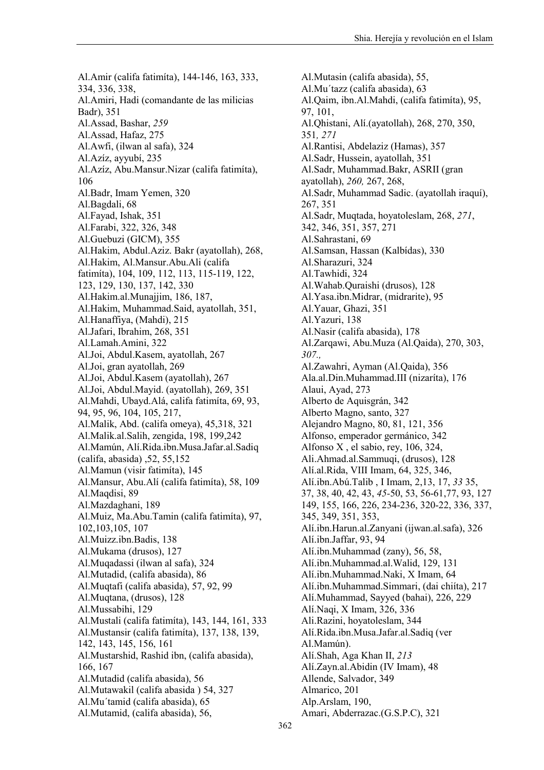Al.Amir (califa fatimíta), 144-146, 163, 333, 334, 336, 338,
Al.Amiri, Hadi (comandante de las milicias Badr), 351
Al.Assad, Bashar, *259*
Al.Assad, Hafaz, 275
Al.Awfi, (ilwan al safa), 324
Al.Azíz, ayyubí, 235
Al.Azíz, Abu.Mansur.Nizar (califa fatimíta), 106
Al.Badr, Imam Yemen, 320
Al.Bagdali, 68
Al.Fayad, Ishak, 351
Al.Farabi, 322, 326, 348
Al.Guebuzi (GICM), 355
Al.Hakim, Abdul.Aziz. Bakr (ayatollah), 268,
Al.Hakim, Al.Mansur.Abu.Ali (califa fatimíta), 104, 109, 112, 113, 115-119, 122, 123, 129, 130, 137, 142, 330
Al.Hakim.al.Munajjim, 186, 187,
Al.Hakim, Muhammad.Said, ayatollah, 351,
Al.Hanaffiya, (Mahdi), 215
Al.Jafari, Ibrahim, 268, 351
Al.Lamah.Amini, 322
Al.Joi, Abdul.Kasem, ayatollah, 267
Al.Joi, gran ayatollah, 269
Al.Joi, Abdul.Kasem (ayatollah), 267
Al.Joi, Abdul.Mayid. (ayatollah), 269, 351
Al.Mahdi, Ubayd.Alá, califa fatimíta, 69, 93, 94, 95, 96, 104, 105, 217,
Al.Malik, Abd. (califa omeya), 45,318, 321
Al.Malik.al.Salih, zengida, 198, 199,242
Al.Mamún, Alí.Rida.ibn.Musa.Jafar.al.Sadiq (califa, abasida) ,52, 55,152
Al.Mamun (visir fatimíta), 145
Al.Mansur, Abu.Alí (califa fatimíta), 58, 109
Al.Maqdisi, 89
Al.Mazdaghani, 189
Al.Muiz, Ma.Abu.Tamin (califa fatimíta), 97, 102,103,105, 107
Al.Muizz.ibn.Badis, 138
Al.Mukama (drusos), 127
Al.Muqadassi (ilwan al safa), 324
Al.Mutadid, (califa abasida), 86
Al.Muqtafi (califa abasida), 57, 92, 99
Al.Muqtana, (drusos), 128
Al.Mussabihi, 129
Al.Mustali (califa fatimíta), 143, 144, 161, 333
Al.Mustansir (califa fatimíta), 137, 138, 139, 142, 143, 145, 156, 161
Al.Mustarshid, Rashid ibn, (califa abasida), 166, 167
Al.Mutadid (califa abasida), 56
Al.Mutawakil (califa abasida ) 54, 327
Al.Mu´tamid (califa abasida), 65
Al.Mutamid, (califa abasida), 56,
Al.Mutasin (califa abasida), 55,
Al.Mu´tazz (califa abasida), 63
Al.Qaim, ibn.Al.Mahdi, (califa fatimíta), 95, 97, 101,
Al.Qhistani, Alí.(ayatollah), 268, 270, 350, 351*, 271*
Al.Rantisi, Abdelaziz (Hamas), 357
Al.Sadr, Hussein, ayatollah, 351
Al.Sadr, Muhammad.Bakr, ASRII (gran ayatollah), *260,* 267, 268,
Al.Sadr, Muhammad Sadic. (ayatollah iraquí), 267, 351
Al.Sadr, Muqtada, hoyatoleslam, 268, *271*, 342, 346, 351, 357, 271
Al.Sahrastani, 69
Al.Samsan, Hassan (Kalbídas), 330
Al.Sharazuri, 324
Al.Tawhidi, 324
Al.Wahab.Quraishi (drusos), 128
Al.Yasa.ibn.Midrar, (midrarite), 95
Al.Yauar, Ghazi, 351
Al.Yazuri, 138
Al.Nasir (califa abasida), 178
Al.Zarqawi, Abu.Muza (Al.Qaida), 270, 303, *307.,*
Al.Zawahri, Ayman (Al.Qaida), 356
Ala.al.Din.Muhammad.III (nizaríta), 176
Alaui, Ayad, 273
Alberto de Aquisgrán, 342
Alberto Magno, santo, 327
Alejandro Magno, 80, 81, 121, 356
Alfonso, emperador germánico, 342
Alfonso X , el sabio, rey, 106, 324,
Ali.Ahmad.al.Sammuqi, (drusos), 128
Alí.al.Rida, VIII Imam, 64, 325, 346,
Alí.ibn.Abú.Talib , I Imam, 2,13, 17, *33* 35, 37, 38, 40, 42, 43, *45*-50, 53, 56-61,77, 93, 127 149, 155, 166, 226, 234-236, 320-22, 336, 337, 345, 349, 351, 353,
Alí.ibn.Harun.al.Zanyani (ijwan.al.safa), 326
Alí.ibn.Jaffar, 93, 94
Alí.ibn.Muhammad (zany), 56, 58,
Alí.ibn.Muhammad.al.Walid, 129, 131
Alí.ibn.Muhammad.Naki, X Imam, 64
Alí.ibn.Muhammad.Simmari, (dai chiíta), 217
Alí.Muhammad, Sayyed (bahai), 226, 229
Alí.Naqi, X Imam, 326, 336
Ali.Razini, hoyatoleslam, 344
Alí.Rida.ibn.Musa.Jafar.al.Sadiq (ver Al.Mamún).
Alí.Shah, Aga Khan II, *213*
Alí.Zayn.al.Abidin (IV Imam), 48
Allende, Salvador, 349
Almarico, 201
Alp.Arslam, 190,
Amari, Abderrazac.(G.S.P.C), 321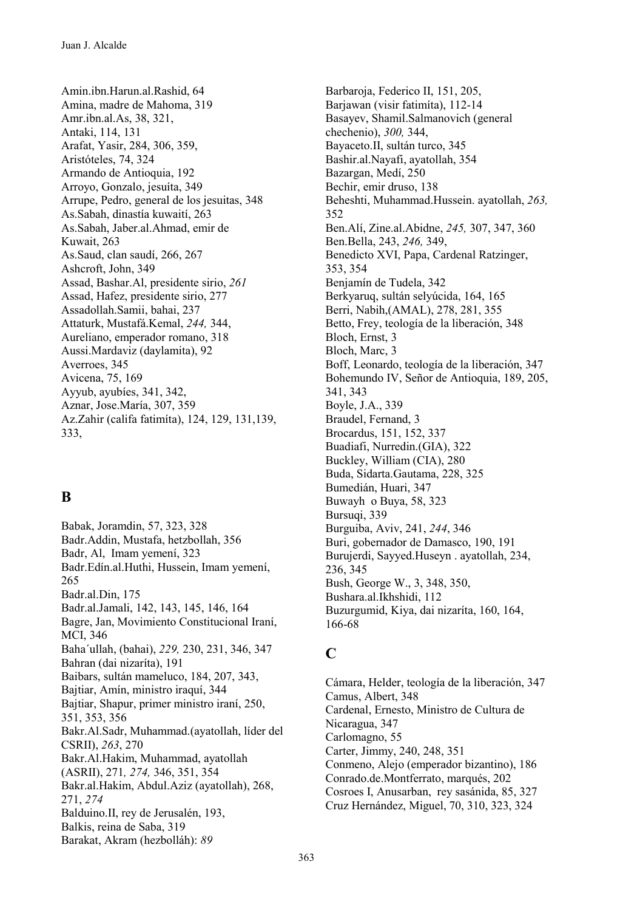Amin.ibn.Harun.al.Rashid, 64
Amina, madre de Mahoma, 319
Amr.ibn.al.As, 38, 321,
Antaki, 114, 131
Arafat, Yasir, 284, 306, 359,
Aristóteles, 74, 324
Armando de Antioquia, 192
Arroyo, Gonzalo, jesuíta, 349
Arrupe, Pedro, general de los jesuitas, 348
As.Sabah, dinastía kuwaití, 263
As.Sabah, Jaber.al.Ahmad, emir de Kuwait, 263
As.Saud, clan saudí, 266, 267
Ashcroft, John, 349
Assad, Bashar.Al, presidente sirio, *261*
Assad, Hafez, presidente sirio, 277
Assadollah.Samii, bahai, 237
Attaturk, Mustafá.Kemal, *244,* 344,
Aureliano, emperador romano, 318
Aussi.Mardaviz (daylamita), 92
Averroes, 345
Avicena, 75, 169
Ayyub, ayubíes, 341, 342,
Aznar, Jose.María, 307, 359
Az.Zahir (califa fatimíta), 124, 129, 131,139, 333,

## B

Babak, Joramdin, 57, 323, 328
Badr.Addin, Mustafa, hetzbollah, 356
Badr, Al, Imam yemení, 323
Badr.Edín.al.Huthi, Hussein, Imam yemení, 265
Badr.al.Din, 175
Badr.al.Jamali, 142, 143, 145, 146, 164
Bagre, Jan, Movimiento Constitucional Iraní, MCI, 346
Baha´ullah, (bahai), *229,* 230, 231, 346, 347
Bahran (dai nizaríta), 191
Baibars, sultán mameluco, 184, 207, 343,
Bajtiar, Amín, ministro iraquí, 344
Bajtiar, Shapur, primer ministro iraní, 250, 351, 353, 356
Bakr.Al.Sadr, Muhammad.(ayatollah, líder del CSRII), *263*, 270
Bakr.Al.Hakim, Muhammad, ayatollah (ASRII), 271*, 274,* 346, 351, 354
Bakr.al.Hakim, Abdul.Aziz (ayatollah), 268, 271, *274*
Balduino.II, rey de Jerusalén, 193,
Balkis, reina de Saba, 319
Barakat, Akram (hezbolláh): *89*
Barbaroja, Federico II, 151, 205,
Barjawan (visir fatimíta), 112-14
Basayev, Shamil.Salmanovich (general chechenio), *300,* 344,
Bayaceto.II, sultán turco, 345
Bashir.al.Nayafi, ayatollah, 354
Bazargan, Medí, 250
Bechir, emir druso, 138
Beheshti, Muhammad.Hussein. ayatollah, *263,* 352
Ben.Alí, Zine.al.Abidne, *245,* 307, 347, 360
Ben.Bella, 243, *246,* 349,
Benedicto XVI, Papa, Cardenal Ratzinger, 353, 354
Benjamín de Tudela, 342
Berkyaruq, sultán selyúcida, 164, 165
Berri, Nabih,(AMAL), 278, 281, 355
Betto, Frey, teología de la liberación, 348
Bloch, Ernst, 3
Bloch, Marc, 3
Boff, Leonardo, teología de la liberación, 347
Bohemundo IV, Señor de Antioquia, 189, 205, 341, 343
Boyle, J.A., 339
Braudel, Fernand, 3
Brocardus, 151, 152, 337
Buadiafi, Nurredin.(GIA), 322
Buckley, William (CIA), 280
Buda, Sidarta.Gautama, 228, 325
Bumedián, Huari, 347
Buwayh o Buya, 58, 323
Bursuqi, 339
Burguiba, Aviv, 241, *244*, 346
Buri, gobernador de Damasco, 190, 191
Burujerdi, Sayyed.Huseyn . ayatollah, 234, 236, 345
Bush, George W., 3, 348, 350,
Bushara.al.Ikhshidi, 112
Buzurgumid, Kiya, dai nizaríta, 160, 164, 166-68

## C

Cámara, Helder, teología de la liberación, 347
Camus, Albert, 348
Cardenal, Ernesto, Ministro de Cultura de Nicaragua, 347
Carlomagno, 55
Carter, Jimmy, 240, 248, 351
Conmeno, Alejo (emperador bizantino), 186
Conrado.de.Montferrato, marqués, 202
Cosroes I, Anusarban, rey sasánida, 85, 327
Cruz Hernández, Miguel, 70, 310, 323, 324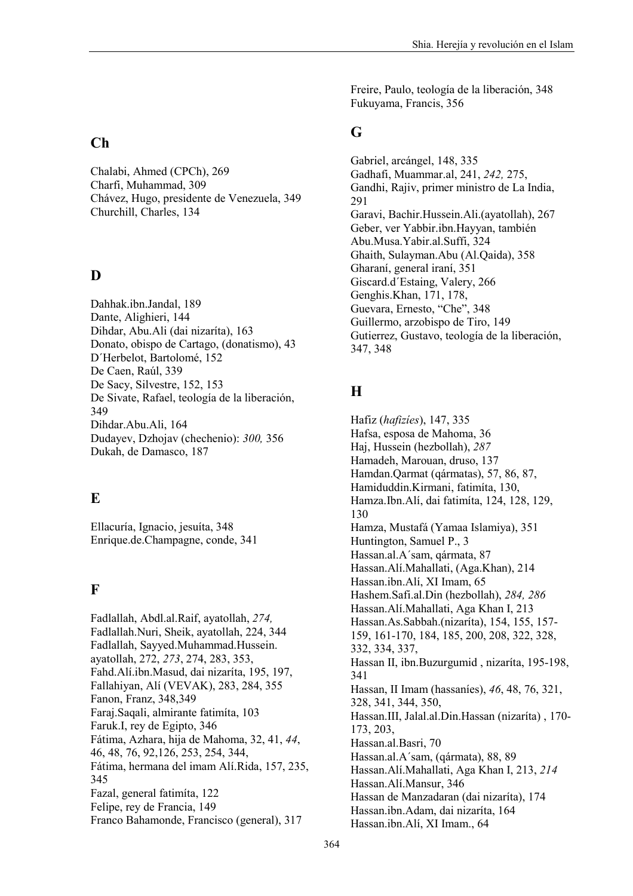## Ch

Chalabi, Ahmed (CPCh), 269
Charfi, Muhammad, 309
Chávez, Hugo, presidente de Venezuela, 349
Churchill, Charles, 134

## D

Dahhak.ibn.Jandal, 189
Dante, Alighieri, 144
Dihdar, Abu.Ali (dai nizaríta), 163
Donato, obispo de Cartago, (donatismo), 43
D´Herbelot, Bartolomé, 152
De Caen, Raúl, 339
De Sacy, Silvestre, 152, 153
De Sivate, Rafael, teología de la liberación, 349
Dihdar.Abu.Ali, 164
Dudayev, Dzhojav (chechenio): *300,* 356
Dukah, de Damasco, 187

## E

Ellacuría, Ignacio, jesuíta, 348
Enrique.de.Champagne, conde, 341

## F

Fadlallah, Abdl.al.Raif, ayatollah, *274,*
Fadlallah.Nuri, Sheik, ayatollah, 224, 344
Fadlallah, Sayyed.Muhammad.Hussein. ayatollah, 272, *273*, 274, 283, 353,
Fahd.Alí.ibn.Masud, dai nizaríta, 195, 197,
Fallahiyan, Alí (VEVAK), 283, 284, 355
Fanon, Franz, 348,349
Faraj.Saqali, almirante fatimíta, 103
Faruk.I, rey de Egipto, 346
Fátima, Azhara, hija de Mahoma, 32, 41, *44*, 46, 48, 76, 92,126, 253, 254, 344,
Fátima, hermana del imam Alí.Rida, 157, 235, 345
Fazal, general fatimíta, 122
Felipe, rey de Francia, 149
Franco Bahamonde, Francisco (general), 317
Freire, Paulo, teología de la liberación, 348
Fukuyama, Francis, 356

## G

Gabriel, arcángel, 148, 335
Gadhafi, Muammar.al, 241, *242,* 275,
Gandhi, Rajiv, primer ministro de La India, 291
Garavi, Bachir.Hussein.Ali.(ayatollah), 267
Geber, ver Yabbir.ibn.Hayyan, también Abu.Musa.Yabir.al.Suffi, 324
Ghaith, Sulayman.Abu (Al.Qaida), 358
Gharaní, general iraní, 351
Giscard.d´Estaing, Valery, 266
Genghis.Khan, 171, 178,
Guevara, Ernesto, “Che”, 348
Guillermo, arzobispo de Tiro, 149
Gutierrez, Gustavo, teología de la liberación, 347, 348

## H

Hafiz (*hafizíes*), 147, 335
Hafsa, esposa de Mahoma, 36
Haj, Hussein (hezbollah), *287*
Hamadeh, Marouan, druso, 137
Hamdan.Qarmat (qármatas), 57, 86, 87,
Hamiduddin.Kirmani, fatimíta, 130,
Hamza.Ibn.Alí, dai fatimíta, 124, 128, 129, 130
Hamza, Mustafá (Yamaa Islamiya), 351
Huntington, Samuel P., 3
Hassan.al.A´sam, qármata, 87
Hassan.Alí.Mahallati, (Aga.Khan), 214
Hassan.ibn.Alí, XI Imam, 65
Hashem.Safi.al.Din (hezbollah), *284, 286*
Hassan.Alí.Mahallati, Aga Khan I, 213
Hassan.As.Sabbah.(nizaríta), 154, 155, 157-159, 161-170, 184, 185, 200, 208, 322, 328, 332, 334, 337,
Hassan II, ibn.Buzurgumid , nizaríta, 195-198, 341
Hassan, II Imam (hassaníes), *46*, 48, 76, 321, 328, 341, 344, 350,
Hassan.III, Jalal.al.Din.Hassan (nizaríta) , 170-173, 203,
Hassan.al.Basri, 70
Hassan.al.A´sam, (qármata), 88, 89
Hassan.Alí.Mahallati, Aga Khan I, 213, *214*
Hassan.Alí.Mansur, 346
Hassan de Manzadaran (dai nizaríta), 174
Hassan.ibn.Adam, dai nizaríta, 164
Hassan.ibn.Alí, XI Imam., 64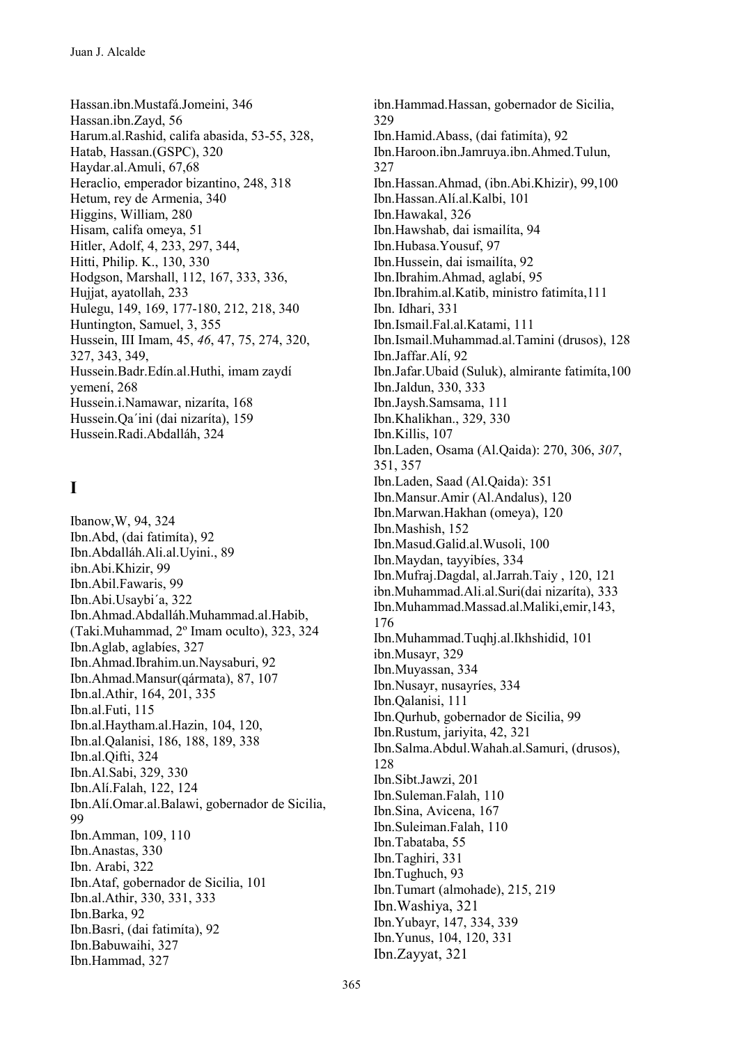Hassan.ibn.Mustafá.Jomeini, 346
Hassan.ibn.Zayd, 56
Harum.al.Rashid, califa abasida, 53-55, 328,
Hatab, Hassan.(GSPC), 320
Haydar.al.Amuli, 67,68
Heraclio, emperador bizantino, 248, 318
Hetum, rey de Armenia, 340
Higgins, William, 280
Hisam, califa omeya, 51
Hitler, Adolf, 4, 233, 297, 344,
Hitti, Philip. K., 130, 330
Hodgson, Marshall, 112, 167, 333, 336,
Hujjat, ayatollah, 233
Hulegu, 149, 169, 177-180, 212, 218, 340
Huntington, Samuel, 3, 355
Hussein, III Imam, 45, *46*, 47, 75, 274, 320, 327, 343, 349,
Hussein.Badr.Edín.al.Huthi, imam zaydí yemení, 268
Hussein.i.Namawar, nizaríta, 168
Hussein.Qa´ini (dai nizaríta), 159
Hussein.Radi.Abdalláh, 324

# I

Ibanow,W, 94, 324
Ibn.Abd, (dai fatimíta), 92
Ibn.Abdalláh.Ali.al.Uyini., 89
ibn.Abi.Khizir, 99
Ibn.Abil.Fawaris, 99
Ibn.Abi.Usaybi´a, 322
Ibn.Ahmad.Abdalláh.Muhammad.al.Habib, (Taki.Muhammad, 2º Imam oculto), 323, 324
Ibn.Aglab, aglabíes, 327
Ibn.Ahmad.Ibrahim.un.Naysaburi, 92
Ibn.Ahmad.Mansur(qármata), 87, 107
Ibn.al.Athir, 164, 201, 335
Ibn.al.Futi, 115
Ibn.al.Haytham.al.Hazin, 104, 120,
Ibn.al.Qalanisi, 186, 188, 189, 338
Ibn.al.Qifti, 324
Ibn.Al.Sabi, 329, 330
Ibn.Alí.Falah, 122, 124
Ibn.Alí.Omar.al.Balawi, gobernador de Sicilia, 99
Ibn.Amman, 109, 110
Ibn.Anastas, 330
Ibn. Arabi, 322
Ibn.Ataf, gobernador de Sicilia, 101
Ibn.al.Athir, 330, 331, 333
Ibn.Barka, 92
Ibn.Basri, (dai fatimíta), 92
Ibn.Babuwaihi, 327
Ibn.Hammad, 327
ibn.Hammad.Hassan, gobernador de Sicilia, 329
Ibn.Hamid.Abass, (dai fatimíta), 92
Ibn.Haroon.ibn.Jamruya.ibn.Ahmed.Tulun, 327
Ibn.Hassan.Ahmad, (ibn.Abi.Khizir), 99,100
Ibn.Hassan.Alí.al.Kalbi, 101
Ibn.Hawakal, 326
Ibn.Hawshab, dai ismailíta, 94
Ibn.Hubasa.Yousuf, 97
Ibn.Hussein, dai ismailíta, 92
Ibn.Ibrahim.Ahmad, aglabí, 95
Ibn.Ibrahim.al.Katib, ministro fatimíta,111
Ibn. Idhari, 331
Ibn.Ismail.Fal.al.Katami, 111
Ibn.Ismail.Muhammad.al.Tamini (drusos), 128
Ibn.Jaffar.Alí, 92
Ibn.Jafar.Ubaid (Suluk), almirante fatimíta,100
Ibn.Jaldun, 330, 333
Ibn.Jaysh.Samsama, 111
Ibn.Khalikhan., 329, 330
Ibn.Killis, 107
Ibn.Laden, Osama (Al.Qaida): 270, 306, *307*, 351, 357
Ibn.Laden, Saad (Al.Qaida): 351
Ibn.Mansur.Amir (Al.Andalus), 120
Ibn.Marwan.Hakhan (omeya), 120
Ibn.Mashish, 152
Ibn.Masud.Galid.al.Wusoli, 100
Ibn.Maydan, tayyibíes, 334
Ibn.Mufraj.Dagdal, al.Jarrah.Taiy , 120, 121
ibn.Muhammad.Ali.al.Suri(dai nizaríta), 333
Ibn.Muhammad.Massad.al.Maliki,emir,143, 176
Ibn.Muhammad.Tuqhj.al.Ikhshidid, 101
ibn.Musayr, 329
Ibn.Muyassan, 334
Ibn.Nusayr, nusayríes, 334
Ibn.Qalanisi, 111
Ibn.Qurhub, gobernador de Sicilia, 99
Ibn.Rustum, jariyita, 42, 321
Ibn.Salma.Abdul.Wahah.al.Samuri, (drusos), 128
Ibn.Sibt.Jawzi, 201
Ibn.Suleman.Falah, 110
Ibn.Sina, Avicena, 167
Ibn.Suleiman.Falah, 110
Ibn.Tabataba, 55
Ibn.Taghiri, 331
Ibn.Tughuch, 93
Ibn.Tumart (almohade), 215, 219
Ibn.Washiya, 321
Ibn.Yubayr, 147, 334, 339
Ibn.Yunus, 104, 120, 331
Ibn.Zayyat, 321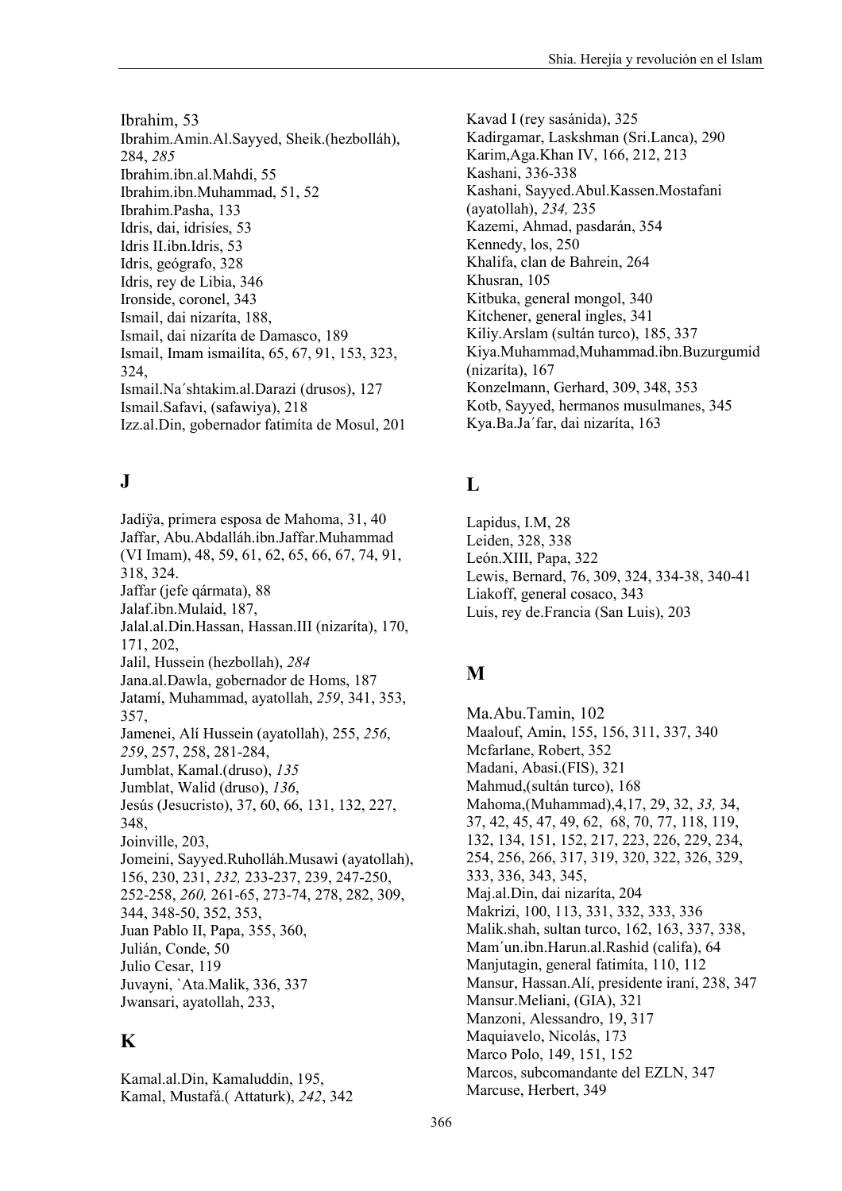Ibrahim, 53
Ibrahim.Amin.Al.Sayyed, Sheik.(hezbolláh), 284, *285*
Ibrahim.ibn.al.Mahdi, 55
Ibrahim.ibn.Muhammad, 51, 52
Ibrahim.Pasha, 133
Idris, dai, idrisíes, 53
Idris II.ibn.Idris, 53
Idris, geógrafo, 328
Idris, rey de Libia, 346
Ironside, coronel, 343
Ismail, dai nizaríta, 188,
Ismail, dai nizaríta de Damasco, 189
Ismail, Imam ismailíta, 65, 67, 91, 153, 323, 324,
Ismail.Na´shtakim.al.Darazi (drusos), 127
Ismail.Safavi, (safawiya), 218
Izz.al.Din, gobernador fatimíta de Mosul, 201

## J

Jadiÿa, primera esposa de Mahoma, 31, 40
Jaffar, Abu.Abdalláh.ibn.Jaffar.Muhammad (VI Imam), 48, 59, 61, 62, 65, 66, 67, 74, 91, 318, 324.
Jaffar (jefe qármata), 88
Jalaf.ibn.Mulaid, 187,
Jalal.al.Din.Hassan, Hassan.III (nizaríta), 170, 171, 202,
Jalil, Hussein (hezbollah), *284*
Jana.al.Dawla, gobernador de Homs, 187
Jatamí, Muhammad, ayatollah, *259*, 341, 353, 357,
Jamenei, Alí Hussein (ayatollah), 255, *256*, *259*, 257, 258, 281-284,
Jumblat, Kamal.(druso), *135*
Jumblat, Walid (druso), *136*,
Jesús (Jesucristo), 37, 60, 66, 131, 132, 227, 348,
Joinville, 203,
Jomeini, Sayyed.Ruholláh.Musawi (ayatollah), 156, 230, 231, *232,* 233-237, 239, 247-250, 252-258, *260,* 261-65, 273-74, 278, 282, 309, 344, 348-50, 352, 353,
Juan Pablo II, Papa, 355, 360,
Julián, Conde, 50
Julio Cesar, 119
Juvayni, `Ata.Malik, 336, 337
Jwansari, ayatollah, 233,

## K

Kamal.al.Din, Kamaluddin, 195,
Kamal, Mustafá.( Attaturk), *242*, 342
Kavad I (rey sasánida), 325
Kadirgamar, Laskshman (Sri.Lanca), 290
Karim,Aga.Khan IV, 166, 212, 213
Kashani, 336-338
Kashani, Sayyed.Abul.Kassen.Mostafani (ayatollah), *234,* 235
Kazemi, Ahmad, pasdarán, 354
Kennedy, los, 250
Khalifa, clan de Bahrein, 264
Khusran, 105
Kitbuka, general mongol, 340
Kitchener, general ingles, 341
Kiliy.Arslam (sultán turco), 185, 337
Kiya.Muhammad,Muhammad.ibn.Buzurgumid (nizaríta), 167
Konzelmann, Gerhard, 309, 348, 353
Kotb, Sayyed, hermanos musulmanes, 345
Kya.Ba.Ja´far, dai nizaríta, 163

## L

Lapidus, I.M, 28
Leiden, 328, 338
León.XIII, Papa, 322
Lewis, Bernard, 76, 309, 324, 334-38, 340-41
Liakoff, general cosaco, 343
Luis, rey de.Francia (San Luis), 203

## M

Ma.Abu.Tamin, 102
Maalouf, Amin, 155, 156, 311, 337, 340
Mcfarlane, Robert, 352
Madani, Abasi.(FIS), 321
Mahmud,(sultán turco), 168
Mahoma,(Muhammad),4,17, 29, 32, *33,* 34, 37, 42, 45, 47, 49, 62, 68, 70, 77, 118, 119, 132, 134, 151, 152, 217, 223, 226, 229, 234, 254, 256, 266, 317, 319, 320, 322, 326, 329, 333, 336, 343, 345,
Maj.al.Din, dai nizaríta, 204
Makrizi, 100, 113, 331, 332, 333, 336
Malik.shah, sultan turco, 162, 163, 337, 338,
Mam´un.ibn.Harun.al.Rashid (califa), 64
Manjutagin, general fatimíta, 110, 112
Mansur, Hassan.Alí, presidente iraní, 238, 347
Mansur.Meliani, (GIA), 321
Manzoni, Alessandro, 19, 317
Maquiavelo, Nicolás, 173
Marco Polo, 149, 151, 152
Marcos, subcomandante del EZLN, 347
Marcuse, Herbert, 349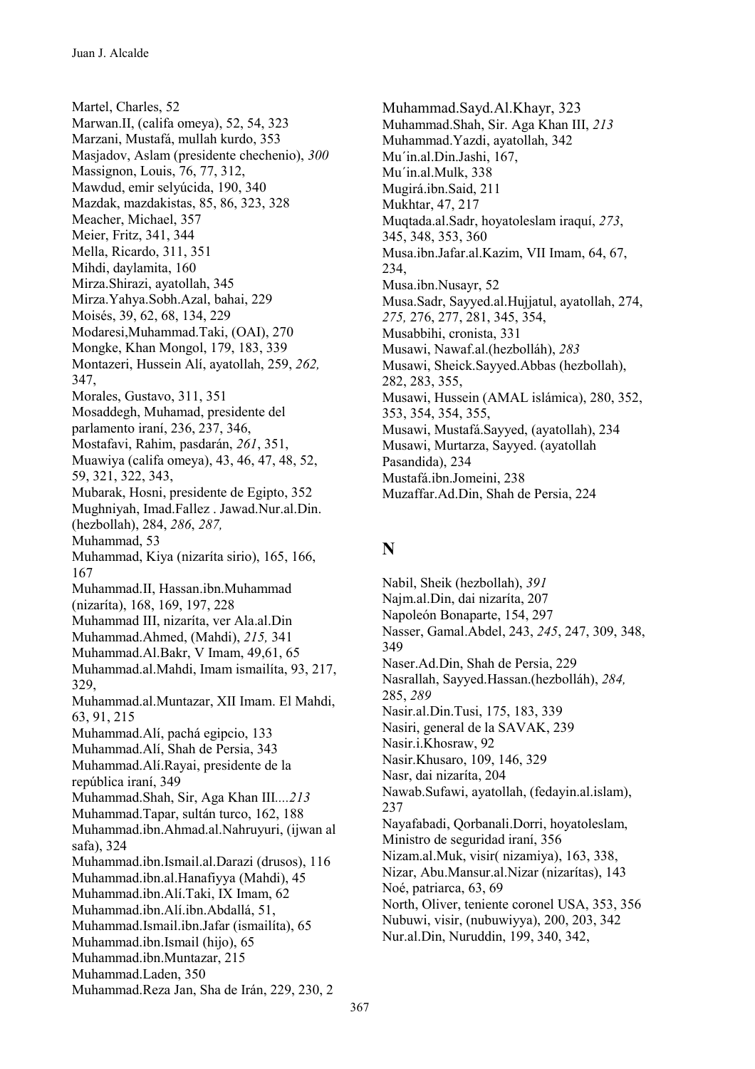Martel, Charles, 52
Marwan.II, (califa omeya), 52, 54, 323
Marzani, Mustafá, mullah kurdo, 353
Masjadov, Aslam (presidente chechenio), *300*
Massignon, Louis, 76, 77, 312,
Mawdud, emir selyúcida, 190, 340
Mazdak, mazdakistas, 85, 86, 323, 328
Meacher, Michael, 357
Meier, Fritz, 341, 344
Mella, Ricardo, 311, 351
Mihdi, daylamita, 160
Mirza.Shirazi, ayatollah, 345
Mirza.Yahya.Sobh.Azal, bahai, 229
Moisés, 39, 62, 68, 134, 229
Modaresi,Muhammad.Taki, (OAI), 270
Mongke, Khan Mongol, 179, 183, 339
Montazeri, Hussein Alí, ayatollah, 259, *262,* 347,
Morales, Gustavo, 311, 351
Mosaddegh, Muhamad, presidente del parlamento iraní, 236, 237, 346,
Mostafavi, Rahim, pasdarán, *261*, 351,
Muawiya (califa omeya), 43, 46, 47, 48, 52, 59, 321, 322, 343,
Mubarak, Hosni, presidente de Egipto, 352
Mughniyah, Imad.Fallez . Jawad.Nur.al.Din. (hezbollah), 284, *286*, *287,*
Muhammad, 53
Muhammad, Kiya (nizaríta sirio), 165, 166, 167
Muhammad.II, Hassan.ibn.Muhammad (nizaríta), 168, 169, 197, 228
Muhammad III, nizaríta, ver Ala.al.Din
Muhammad.Ahmed, (Mahdi), *215,* 341
Muhammad.Al.Bakr, V Imam, 49,61, 65
Muhammad.al.Mahdi, Imam ismailíta, 93, 217, 329,
Muhammad.al.Muntazar, XII Imam. El Mahdi, 63, 91, 215
Muhammad.Alí, pachá egipcio, 133
Muhammad.Alí, Shah de Persia, 343
Muhammad.Alí.Rayai, presidente de la república iraní, 349
Muhammad.Shah, Sir, Aga Khan III....*213*
Muhammad.Tapar, sultán turco, 162, 188
Muhammad.ibn.Ahmad.al.Nahruyuri, (ijwan al safa), 324
Muhammad.ibn.Ismail.al.Darazi (drusos), 116
Muhammad.ibn.al.Hanafiyya (Mahdi), 45
Muhammad.ibn.Alí.Taki, IX Imam, 62
Muhammad.ibn.Alí.ibn.Abdallá, 51,
Muhammad.Ismail.ibn.Jafar (ismailíta), 65
Muhammad.ibn.Ismail (hijo), 65
Muhammad.ibn.Muntazar, 215
Muhammad.Laden, 350
Muhammad.Reza Jan, Sha de Irán, 229, 230, 2
Muhammad.Sayd.Al.Khayr, 323
Muhammad.Shah, Sir. Aga Khan III, *213*
Muhammad.Yazdi, ayatollah, 342
Mu´in.al.Din.Jashi, 167,
Mu´in.al.Mulk, 338
Mugirá.ibn.Said, 211
Mukhtar, 47, 217
Muqtada.al.Sadr, hoyatoleslam iraquí, *273*, 345, 348, 353, 360
Musa.ibn.Jafar.al.Kazim, VII Imam, 64, 67, 234,
Musa.ibn.Nusayr, 52
Musa.Sadr, Sayyed.al.Hujjatul, ayatollah, 274, *275,* 276, 277, 281, 345, 354,
Musabbihi, cronista, 331
Musawi, Nawaf.al.(hezbolláh), *283*
Musawi, Sheick.Sayyed.Abbas (hezbollah), 282, 283, 355,
Musawi, Hussein (AMAL islámica), 280, 352, 353, 354, 354, 355,
Musawi, Mustafá.Sayyed, (ayatollah), 234
Musawi, Murtarza, Sayyed. (ayatollah Pasandida), 234
Mustafá.ibn.Jomeini, 238
Muzaffar.Ad.Din, Shah de Persia, 224

## N

Nabil, Sheik (hezbollah), *391*
Najm.al.Din, dai nizaríta, 207
Napoleón Bonaparte, 154, 297
Nasser, Gamal.Abdel, 243, *245*, 247, 309, 348, 349
Naser.Ad.Din, Shah de Persia, 229
Nasrallah, Sayyed.Hassan.(hezbolláh), *284,* 285, *289*
Nasir.al.Din.Tusi, 175, 183, 339
Nasiri, general de la SAVAK, 239
Nasir.i.Khosraw, 92
Nasir.Khusaro, 109, 146, 329
Nasr, dai nizaríta, 204
Nawab.Sufawi, ayatollah, (fedayin.al.islam), 237
Nayafabadi, Qorbanali.Dorri, hoyatoleslam, Ministro de seguridad iraní, 356
Nizam.al.Muk, visir( nizamiya), 163, 338,
Nizar, Abu.Mansur.al.Nizar (nizarítas), 143
Noé, patriarca, 63, 69
North, Oliver, teniente coronel USA, 353, 356
Nubuwi, visir, (nubuwiyya), 200, 203, 342
Nur.al.Din, Nuruddin, 199, 340, 342,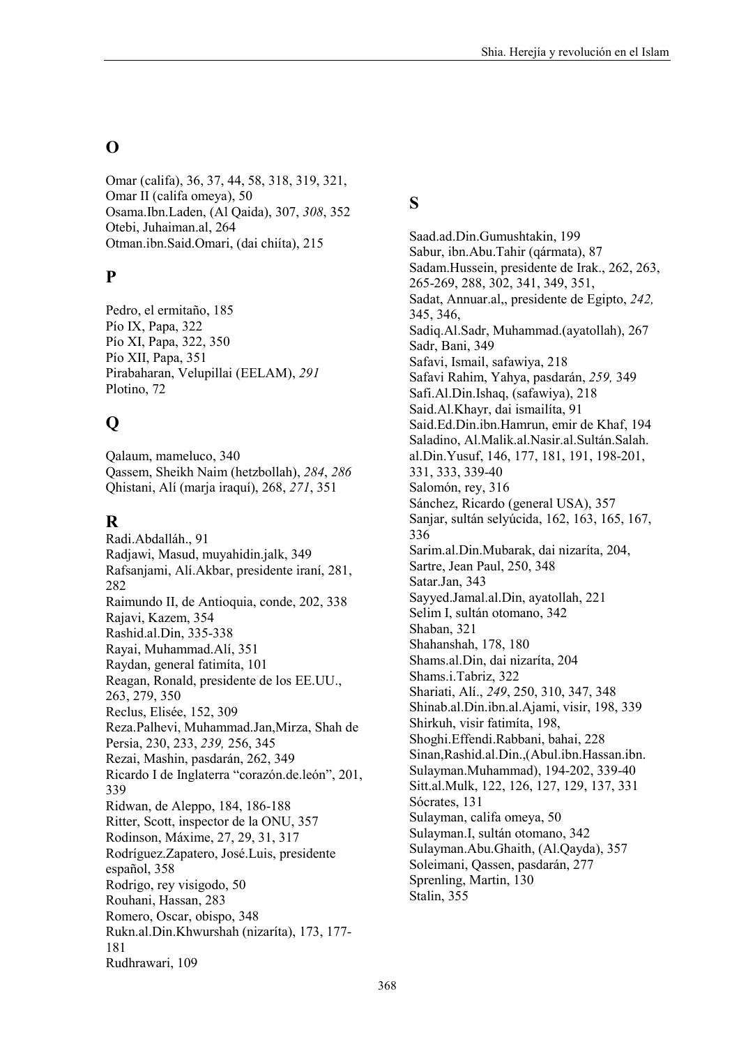## O

Omar (califa), 36, 37, 44, 58, 318, 319, 321,
Omar II (califa omeya), 50
Osama.Ibn.Laden, (Al Qaida), 307, *308*, 352
Otebi, Juhaiman.al, 264
Otman.ibn.Said.Omari, (dai chiíta), 215

## P

Pedro, el ermitaño, 185
Pío IX, Papa, 322
Pío XI, Papa, 322, 350
Pío XII, Papa, 351
Pirabaharan, Velupillai (EELAM), *291*
Plotino, 72

## Q

Qalaum, mameluco, 340
Qassem, Sheikh Naim (hetzbollah), *284*, *286*
Qhistani, Alí (marja iraquí), 268, *271*, 351

## R

Radi.Abdalláh., 91
Radjawi, Masud, muyahidin.jalk, 349
Rafsanjami, Alí.Akbar, presidente iraní, 281, 282
Raimundo II, de Antioquia, conde, 202, 338
Rajavi, Kazem, 354
Rashid.al.Din, 335-338
Rayai, Muhammad.Alí, 351
Raydan, general fatimíta, 101
Reagan, Ronald, presidente de los EE.UU., 263, 279, 350
Reclus, Elisée, 152, 309
Reza.Palhevi, Muhammad.Jan,Mirza, Shah de Persia, 230, 233, *239,* 256, 345
Rezai, Mashin, pasdarán, 262, 349
Ricardo I de Inglaterra "corazón.de.león", 201, 339
Ridwan, de Aleppo, 184, 186-188
Ritter, Scott, inspector de la ONU, 357
Rodinson, Máxime, 27, 29, 31, 317
Rodríguez.Zapatero, José.Luis, presidente español, 358
Rodrigo, rey visigodo, 50
Rouhani, Hassan, 283
Romero, Oscar, obispo, 348
Rukn.al.Din.Khwurshah (nizaríta), 173, 177-181
Rudhrawari, 109

## S

Saad.ad.Din.Gumushtakin, 199
Sabur, ibn.Abu.Tahir (qármata), 87
Sadam.Hussein, presidente de Irak., 262, 263, 265-269, 288, 302, 341, 349, 351,
Sadat, Annuar.al,, presidente de Egipto, *242,* 345, 346,
Sadiq.Al.Sadr, Muhammad.(ayatollah), 267
Sadr, Bani, 349
Safavi, Ismail, safawiya, 218
Safavi Rahim, Yahya, pasdarán, *259,* 349
Safi.Al.Din.Ishaq, (safawiya), 218
Said.Al.Khayr, dai ismailíta, 91
Said.Ed.Din.ibn.Hamrun, emir de Khaf, 194
Saladino, Al.Malik.al.Nasir.al.Sultán.Salah. al.Din.Yusuf, 146, 177, 181, 191, 198-201, 331, 333, 339-40
Salomón, rey, 316
Sánchez, Ricardo (general USA), 357
Sanjar, sultán selyúcida, 162, 163, 165, 167, 336
Sarim.al.Din.Mubarak, dai nizaríta, 204,
Sartre, Jean Paul, 250, 348
Satar.Jan, 343
Sayyed.Jamal.al.Din, ayatollah, 221
Selim I, sultán otomano, 342
Shaban, 321
Shahanshah, 178, 180
Shams.al.Din, dai nizaríta, 204
Shams.i.Tabriz, 322
Shariati, Alí., *249*, 250, 310, 347, 348
Shinab.al.Din.ibn.al.Ajami, visir, 198, 339
Shirkuh, visir fatimíta, 198,
Shoghi.Effendi.Rabbani, bahai, 228
Sinan,Rashid.al.Din.,(Abul.ibn.Hassan.ibn. Sulayman.Muhammad), 194-202, 339-40
Sitt.al.Mulk, 122, 126, 127, 129, 137, 331
Sócrates, 131
Sulayman, califa omeya, 50
Sulayman.I, sultán otomano, 342
Sulayman.Abu.Ghaith, (Al.Qayda), 357
Soleimani, Qassen, pasdarán, 277
Sprenling, Martin, 130
Stalin, 355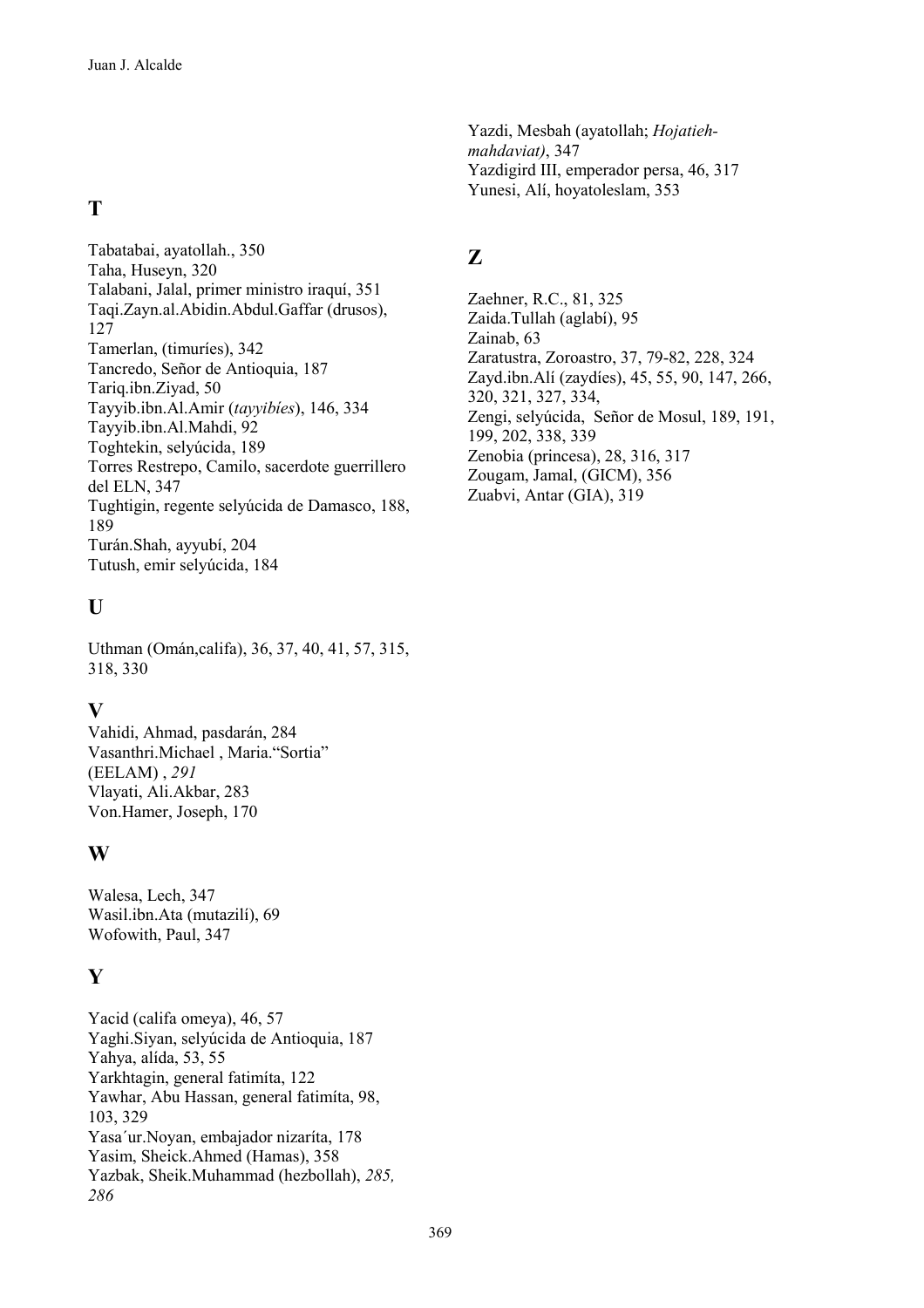## T

Tabatabai, ayatollah., 350
Taha, Huseyn, 320
Talabani, Jalal, primer ministro iraquí, 351
Taqi.Zayn.al.Abidin.Abdul.Gaffar (drusos), 127
Tamerlan, (timuríes), 342
Tancredo, Señor de Antioquia, 187
Tariq.ibn.Ziyad, 50
Tayyib.ibn.Al.Amir (*tayyibíes*), 146, 334
Tayyib.ibn.Al.Mahdi, 92
Toghtekin, selyúcida, 189
Torres Restrepo, Camilo, sacerdote guerrillero del ELN, 347
Tughtigin, regente selyúcida de Damasco, 188, 189
Turán.Shah, ayyubí, 204
Tutush, emir selyúcida, 184

## U

Uthman (Omán,califa), 36, 37, 40, 41, 57, 315, 318, 330

## V

Vahidi, Ahmad, pasdarán, 284
Vasanthri.Michael , Maria."Sortia" (EELAM) , *291*
Vlayati, Ali.Akbar, 283
Von.Hamer, Joseph, 170

## W

Walesa, Lech, 347
Wasil.ibn.Ata (mutazilí), 69
Wofowith, Paul, 347

## Y

Yacid (califa omeya), 46, 57
Yaghi.Siyan, selyúcida de Antioquia, 187
Yahya, alída, 53, 55
Yarkhtagin, general fatimíta, 122
Yawhar, Abu Hassan, general fatimíta, 98, 103, 329
Yasa´ur.Noyan, embajador nizaríta, 178
Yasim, Sheick.Ahmed (Hamas), 358
Yazbak, Sheik.Muhammad (hezbollah), *285, 286*
Yazdi, Mesbah (ayatollah; *Hojatieh-mahdaviat)*, 347
Yazdigird III, emperador persa, 46, 317
Yunesi, Alí, hoyatoleslam, 353

## Z

Zaehner, R.C., 81, 325
Zaida.Tullah (aglabí), 95
Zainab, 63
Zaratustra, Zoroastro, 37, 79-82, 228, 324
Zayd.ibn.Alí (zaydíes), 45, 55, 90, 147, 266, 320, 321, 327, 334,
Zengi, selyúcida, Señor de Mosul, 189, 191, 199, 202, 338, 339
Zenobia (princesa), 28, 316, 317
Zougam, Jamal, (GICM), 356
Zuabvi, Antar (GIA), 319